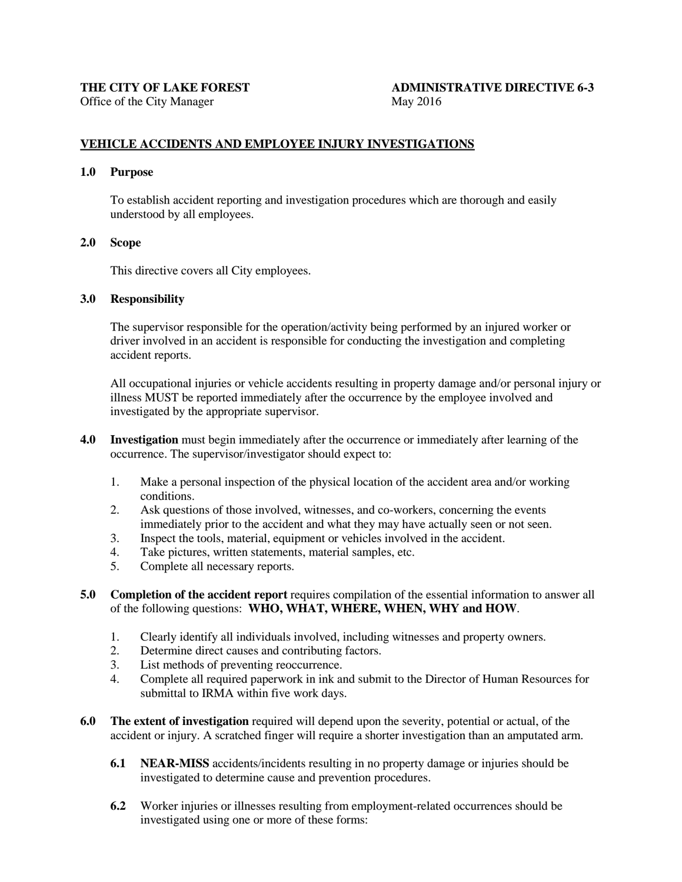**THE CITY OF LAKE FOREST**
Office of the City Manager

**ADMINISTRATIVE DIRECTIVE 6-3**
May 2016

## VEHICLE ACCIDENTS AND EMPLOYEE INJURY INVESTIGATIONS

### 1.0 Purpose

To establish accident reporting and investigation procedures which are thorough and easily understood by all employees.

### 2.0 Scope

This directive covers all City employees.

### 3.0 Responsibility

The supervisor responsible for the operation/activity being performed by an injured worker or driver involved in an accident is responsible for conducting the investigation and completing accident reports.

All occupational injuries or vehicle accidents resulting in property damage and/or personal injury or illness MUST be reported immediately after the occurrence by the employee involved and investigated by the appropriate supervisor.

**4.0 Investigation** must begin immediately after the occurrence or immediately after learning of the occurrence. The supervisor/investigator should expect to:

1. Make a personal inspection of the physical location of the accident area and/or working conditions.
2. Ask questions of those involved, witnesses, and co-workers, concerning the events immediately prior to the accident and what they may have actually seen or not seen.
3. Inspect the tools, material, equipment or vehicles involved in the accident.
4. Take pictures, written statements, material samples, etc.
5. Complete all necessary reports.

**5.0 Completion of the accident report** requires compilation of the essential information to answer all of the following questions: **WHO, WHAT, WHERE, WHEN, WHY and HOW**.

1. Clearly identify all individuals involved, including witnesses and property owners.
2. Determine direct causes and contributing factors.
3. List methods of preventing reoccurrence.
4. Complete all required paperwork in ink and submit to the Director of Human Resources for submittal to IRMA within five work days.

**6.0 The extent of investigation** required will depend upon the severity, potential or actual, of the accident or injury. A scratched finger will require a shorter investigation than an amputated arm.

**6.1 NEAR-MISS** accidents/incidents resulting in no property damage or injuries should be investigated to determine cause and prevention procedures.

**6.2** Worker injuries or illnesses resulting from employment-related occurrences should be investigated using one or more of these forms: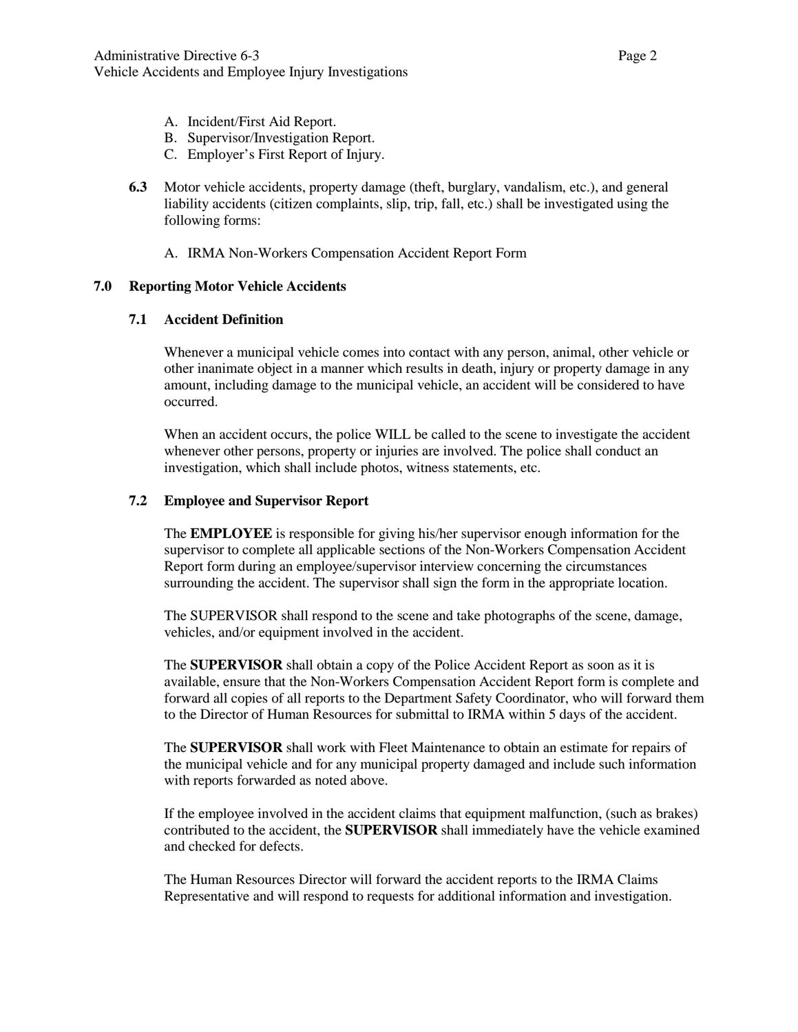A. Incident/First Aid Report.
B. Supervisor/Investigation Report.
C. Employer's First Report of Injury.

**6.3** Motor vehicle accidents, property damage (theft, burglary, vandalism, etc.), and general liability accidents (citizen complaints, slip, trip, fall, etc.) shall be investigated using the following forms:

A. IRMA Non-Workers Compensation Accident Report Form

## 7.0 Reporting Motor Vehicle Accidents

### 7.1 Accident Definition

Whenever a municipal vehicle comes into contact with any person, animal, other vehicle or other inanimate object in a manner which results in death, injury or property damage in any amount, including damage to the municipal vehicle, an accident will be considered to have occurred.

When an accident occurs, the police WILL be called to the scene to investigate the accident whenever other persons, property or injuries are involved. The police shall conduct an investigation, which shall include photos, witness statements, etc.

### 7.2 Employee and Supervisor Report

The **EMPLOYEE** is responsible for giving his/her supervisor enough information for the supervisor to complete all applicable sections of the Non-Workers Compensation Accident Report form during an employee/supervisor interview concerning the circumstances surrounding the accident. The supervisor shall sign the form in the appropriate location.

The SUPERVISOR shall respond to the scene and take photographs of the scene, damage, vehicles, and/or equipment involved in the accident.

The **SUPERVISOR** shall obtain a copy of the Police Accident Report as soon as it is available, ensure that the Non-Workers Compensation Accident Report form is complete and forward all copies of all reports to the Department Safety Coordinator, who will forward them to the Director of Human Resources for submittal to IRMA within 5 days of the accident.

The **SUPERVISOR** shall work with Fleet Maintenance to obtain an estimate for repairs of the municipal vehicle and for any municipal property damaged and include such information with reports forwarded as noted above.

If the employee involved in the accident claims that equipment malfunction, (such as brakes) contributed to the accident, the **SUPERVISOR** shall immediately have the vehicle examined and checked for defects.

The Human Resources Director will forward the accident reports to the IRMA Claims Representative and will respond to requests for additional information and investigation.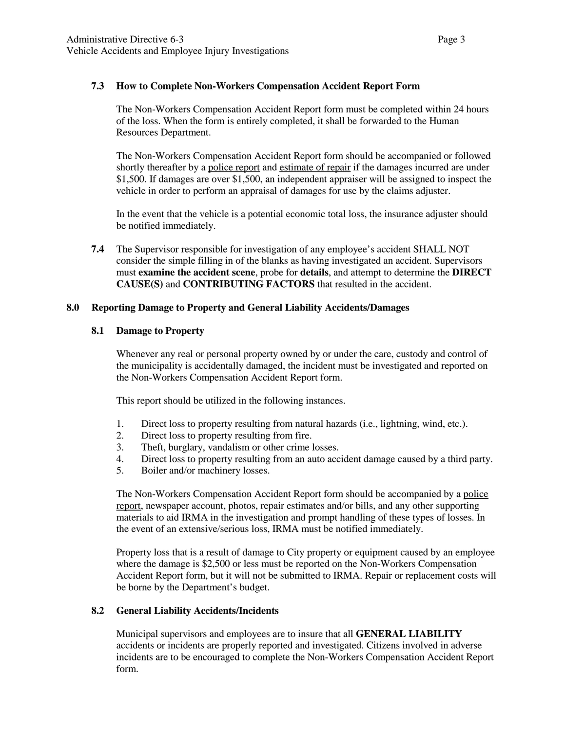### 7.3 How to Complete Non-Workers Compensation Accident Report Form

The Non-Workers Compensation Accident Report form must be completed within 24 hours of the loss. When the form is entirely completed, it shall be forwarded to the Human Resources Department.

The Non-Workers Compensation Accident Report form should be accompanied or followed shortly thereafter by a police report and estimate of repair if the damages incurred are under $1,500. If damages are over $1,500, an independent appraiser will be assigned to inspect the vehicle in order to perform an appraisal of damages for use by the claims adjuster.

In the event that the vehicle is a potential economic total loss, the insurance adjuster should be notified immediately.

**7.4** The Supervisor responsible for investigation of any employee's accident SHALL NOT consider the simple filling in of the blanks as having investigated an accident. Supervisors must **examine the accident scene**, probe for **details**, and attempt to determine the **DIRECT CAUSE(S)** and **CONTRIBUTING FACTORS** that resulted in the accident.

## 8.0 Reporting Damage to Property and General Liability Accidents/Damages

### 8.1 Damage to Property

Whenever any real or personal property owned by or under the care, custody and control of the municipality is accidentally damaged, the incident must be investigated and reported on the Non-Workers Compensation Accident Report form.

This report should be utilized in the following instances.

1. Direct loss to property resulting from natural hazards (i.e., lightning, wind, etc.).
2. Direct loss to property resulting from fire.
3. Theft, burglary, vandalism or other crime losses.
4. Direct loss to property resulting from an auto accident damage caused by a third party.
5. Boiler and/or machinery losses.

The Non-Workers Compensation Accident Report form should be accompanied by a police report, newspaper account, photos, repair estimates and/or bills, and any other supporting materials to aid IRMA in the investigation and prompt handling of these types of losses. In the event of an extensive/serious loss, IRMA must be notified immediately.

Property loss that is a result of damage to City property or equipment caused by an employee where the damage is $2,500 or less must be reported on the Non-Workers Compensation Accident Report form, but it will not be submitted to IRMA. Repair or replacement costs will be borne by the Department's budget.

### 8.2 General Liability Accidents/Incidents

Municipal supervisors and employees are to insure that all **GENERAL LIABILITY** accidents or incidents are properly reported and investigated. Citizens involved in adverse incidents are to be encouraged to complete the Non-Workers Compensation Accident Report form.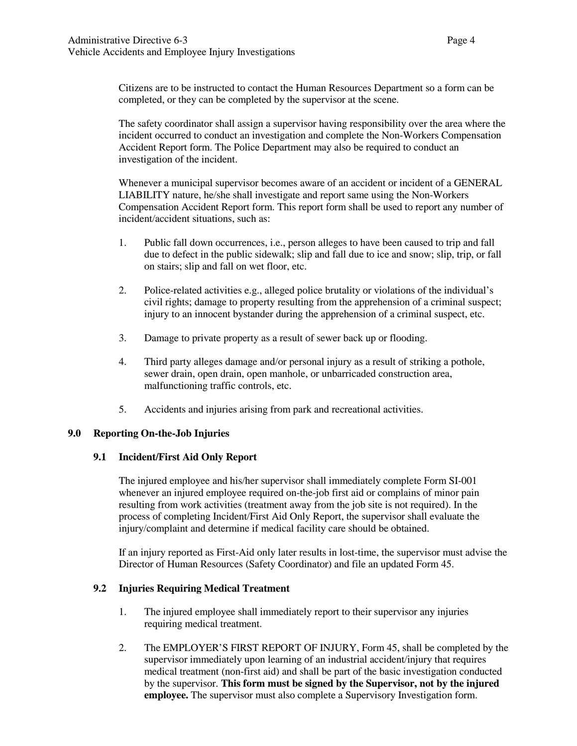Citizens are to be instructed to contact the Human Resources Department so a form can be completed, or they can be completed by the supervisor at the scene.

The safety coordinator shall assign a supervisor having responsibility over the area where the incident occurred to conduct an investigation and complete the Non-Workers Compensation Accident Report form. The Police Department may also be required to conduct an investigation of the incident.

Whenever a municipal supervisor becomes aware of an accident or incident of a GENERAL LIABILITY nature, he/she shall investigate and report same using the Non-Workers Compensation Accident Report form. This report form shall be used to report any number of incident/accident situations, such as:

1. Public fall down occurrences, i.e., person alleges to have been caused to trip and fall due to defect in the public sidewalk; slip and fall due to ice and snow; slip, trip, or fall on stairs; slip and fall on wet floor, etc.

2. Police-related activities e.g., alleged police brutality or violations of the individual's civil rights; damage to property resulting from the apprehension of a criminal suspect; injury to an innocent bystander during the apprehension of a criminal suspect, etc.

3. Damage to private property as a result of sewer back up or flooding.

4. Third party alleges damage and/or personal injury as a result of striking a pothole, sewer drain, open drain, open manhole, or unbarricaded construction area, malfunctioning traffic controls, etc.

5. Accidents and injuries arising from park and recreational activities.

## 9.0 Reporting On-the-Job Injuries

### 9.1 Incident/First Aid Only Report

The injured employee and his/her supervisor shall immediately complete Form SI-001 whenever an injured employee required on-the-job first aid or complains of minor pain resulting from work activities (treatment away from the job site is not required). In the process of completing Incident/First Aid Only Report, the supervisor shall evaluate the injury/complaint and determine if medical facility care should be obtained.

If an injury reported as First-Aid only later results in lost-time, the supervisor must advise the Director of Human Resources (Safety Coordinator) and file an updated Form 45.

### 9.2 Injuries Requiring Medical Treatment

1. The injured employee shall immediately report to their supervisor any injuries requiring medical treatment.

2. The EMPLOYER'S FIRST REPORT OF INJURY, Form 45, shall be completed by the supervisor immediately upon learning of an industrial accident/injury that requires medical treatment (non-first aid) and shall be part of the basic investigation conducted by the supervisor. **This form must be signed by the Supervisor, not by the injured employee.** The supervisor must also complete a Supervisory Investigation form.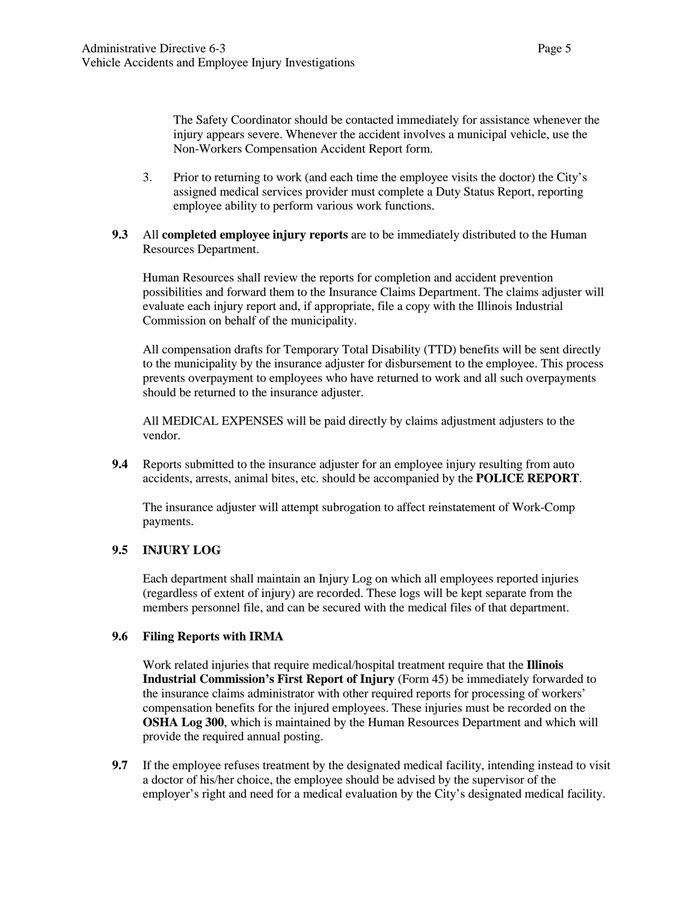The Safety Coordinator should be contacted immediately for assistance whenever the injury appears severe. Whenever the accident involves a municipal vehicle, use the Non-Workers Compensation Accident Report form.

3. Prior to returning to work (and each time the employee visits the doctor) the City's assigned medical services provider must complete a Duty Status Report, reporting employee ability to perform various work functions.

**9.3** All **completed employee injury reports** are to be immediately distributed to the Human Resources Department.

Human Resources shall review the reports for completion and accident prevention possibilities and forward them to the Insurance Claims Department. The claims adjuster will evaluate each injury report and, if appropriate, file a copy with the Illinois Industrial Commission on behalf of the municipality.

All compensation drafts for Temporary Total Disability (TTD) benefits will be sent directly to the municipality by the insurance adjuster for disbursement to the employee. This process prevents overpayment to employees who have returned to work and all such overpayments should be returned to the insurance adjuster.

All MEDICAL EXPENSES will be paid directly by claims adjustment adjusters to the vendor.

**9.4** Reports submitted to the insurance adjuster for an employee injury resulting from auto accidents, arrests, animal bites, etc. should be accompanied by the **POLICE REPORT**.

The insurance adjuster will attempt subrogation to affect reinstatement of Work-Comp payments.

**9.5 INJURY LOG**

Each department shall maintain an Injury Log on which all employees reported injuries (regardless of extent of injury) are recorded. These logs will be kept separate from the members personnel file, and can be secured with the medical files of that department.

**9.6 Filing Reports with IRMA**

Work related injuries that require medical/hospital treatment require that the **Illinois Industrial Commission's First Report of Injury** (Form 45) be immediately forwarded to the insurance claims administrator with other required reports for processing of workers' compensation benefits for the injured employees. These injuries must be recorded on the **OSHA Log 300**, which is maintained by the Human Resources Department and which will provide the required annual posting.

**9.7** If the employee refuses treatment by the designated medical facility, intending instead to visit a doctor of his/her choice, the employee should be advised by the supervisor of the employer's right and need for a medical evaluation by the City's designated medical facility.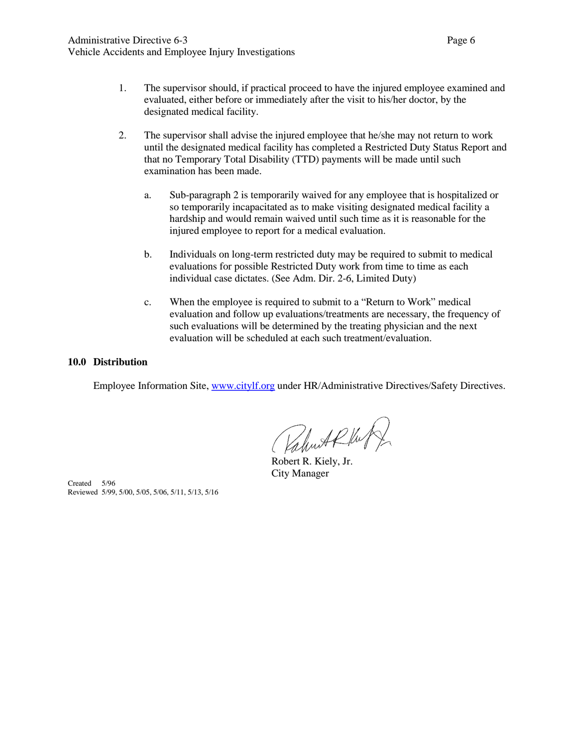1. The supervisor should, if practical proceed to have the injured employee examined and evaluated, either before or immediately after the visit to his/her doctor, by the designated medical facility.

2. The supervisor shall advise the injured employee that he/she may not return to work until the designated medical facility has completed a Restricted Duty Status Report and that no Temporary Total Disability (TTD) payments will be made until such examination has been made.

   a. Sub-paragraph 2 is temporarily waived for any employee that is hospitalized or so temporarily incapacitated as to make visiting designated medical facility a hardship and would remain waived until such time as it is reasonable for the injured employee to report for a medical evaluation.

   b. Individuals on long-term restricted duty may be required to submit to medical evaluations for possible Restricted Duty work from time to time as each individual case dictates. (See Adm. Dir. 2-6, Limited Duty)

   c. When the employee is required to submit to a "Return to Work" medical evaluation and follow up evaluations/treatments are necessary, the frequency of such evaluations will be determined by the treating physician and the next evaluation will be scheduled at each such treatment/evaluation.

## 10.0 Distribution

Employee Information Site, www.citylf.org under HR/Administrative Directives/Safety Directives.

Robert R. Kiely, Jr.
City Manager

Created 5/96
Reviewed 5/99, 5/00, 5/05, 5/06, 5/11, 5/13, 5/16